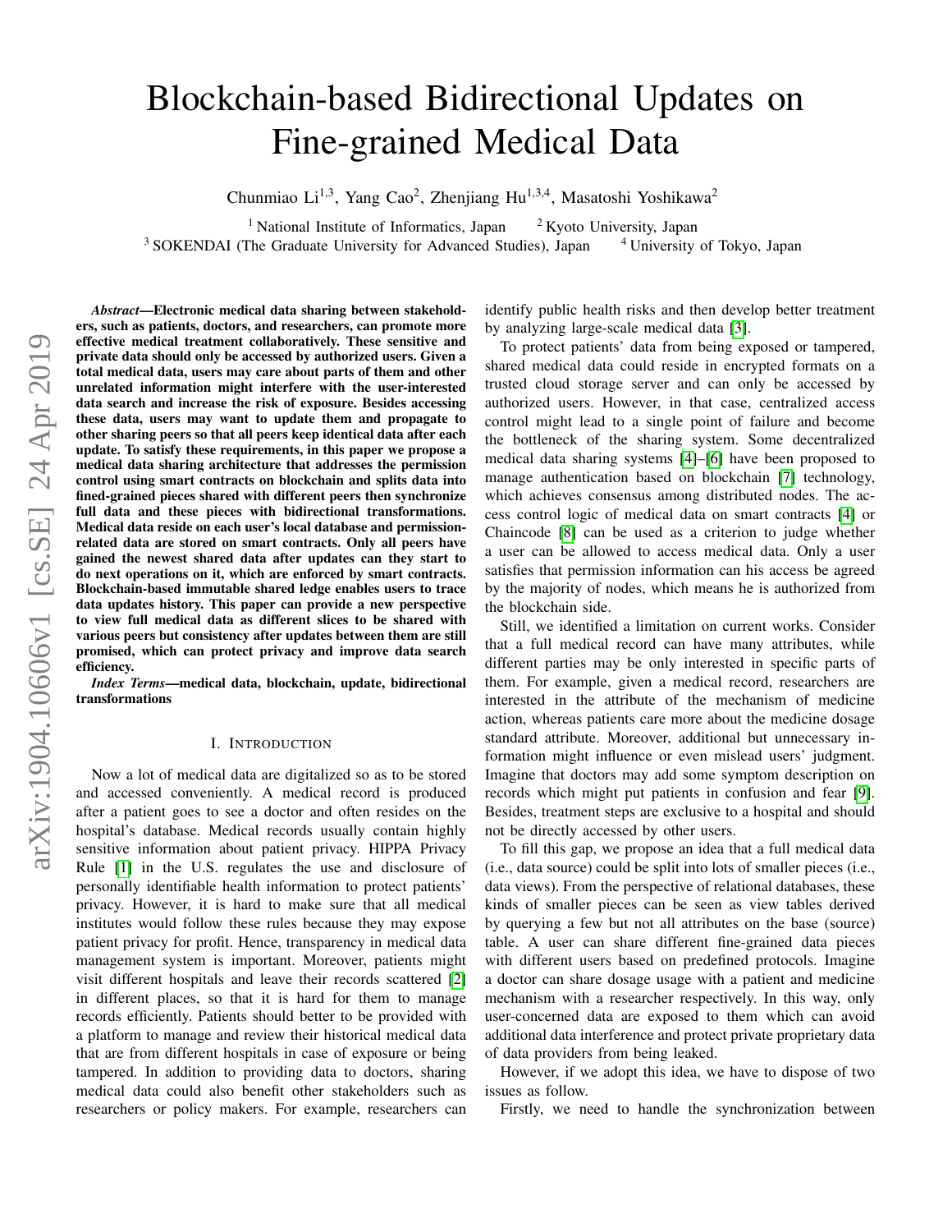# Blockchain-based Bidirectional Updates on Fine-grained Medical Data

Chunmiao Li[1,3], Yang Cao[2], Zhenjiang Hu[1,3,4], Masatoshi Yoshikawa[2]

[1] National Institute of Informatics, Japan [2] Kyoto University, Japan
[3] SOKENDAI (The Graduate University for Advanced Studies), Japan [4] University of Tokyo, Japan

***Abstract*—Electronic medical data sharing between stakeholders, such as patients, doctors, and researchers, can promote more effective medical treatment collaboratively. These sensitive and private data should only be accessed by authorized users. Given a total medical data, users may care about parts of them and other unrelated information might interfere with the user-interested data search and increase the risk of exposure. Besides accessing these data, users may want to update them and propagate to other sharing peers so that all peers keep identical data after each update. To satisfy these requirements, in this paper we propose a medical data sharing architecture that addresses the permission control using smart contracts on blockchain and splits data into fined-grained pieces shared with different peers then synchronize full data and these pieces with bidirectional transformations. Medical data reside on each user's local database and permission-related data are stored on smart contracts. Only all peers have gained the newest shared data after updates can they start to do next operations on it, which are enforced by smart contracts. Blockchain-based immutable shared ledge enables users to trace data updates history. This paper can provide a new perspective to view full medical data as different slices to be shared with various peers but consistency after updates between them are still promised, which can protect privacy and improve data search efficiency.**

***Index Terms*—medical data, blockchain, update, bidirectional transformations**

## I. Introduction

Now a lot of medical data are digitalized so as to be stored and accessed conveniently. A medical record is produced after a patient goes to see a doctor and often resides on the hospital's database. Medical records usually contain highly sensitive information about patient privacy. HIPPA Privacy Rule [1] in the U.S. regulates the use and disclosure of personally identifiable health information to protect patients' privacy. However, it is hard to make sure that all medical institutes would follow these rules because they may expose patient privacy for profit. Hence, transparency in medical data management system is important. Moreover, patients might visit different hospitals and leave their records scattered [2] in different places, so that it is hard for them to manage records efficiently. Patients should better to be provided with a platform to manage and review their historical medical data that are from different hospitals in case of exposure or being tampered. In addition to providing data to doctors, sharing medical data could also benefit other stakeholders such as researchers or policy makers. For example, researchers can identify public health risks and then develop better treatment by analyzing large-scale medical data [3].

To protect patients' data from being exposed or tampered, shared medical data could reside in encrypted formats on a trusted cloud storage server and can only be accessed by authorized users. However, in that case, centralized access control might lead to a single point of failure and become the bottleneck of the sharing system. Some decentralized medical data sharing systems [4]–[6] have been proposed to manage authentication based on blockchain [7] technology, which achieves consensus among distributed nodes. The access control logic of medical data on smart contracts [4] or Chaincode [8] can be used as a criterion to judge whether a user can be allowed to access medical data. Only a user satisfies that permission information can his access be agreed by the majority of nodes, which means he is authorized from the blockchain side.

Still, we identified a limitation on current works. Consider that a full medical record can have many attributes, while different parties may be only interested in specific parts of them. For example, given a medical record, researchers are interested in the attribute of the mechanism of medicine action, whereas patients care more about the medicine dosage standard attribute. Moreover, additional but unnecessary information might influence or even mislead users' judgment. Imagine that doctors may add some symptom description on records which might put patients in confusion and fear [9]. Besides, treatment steps are exclusive to a hospital and should not be directly accessed by other users.

To fill this gap, we propose an idea that a full medical data (i.e., data source) could be split into lots of smaller pieces (i.e., data views). From the perspective of relational databases, these kinds of smaller pieces can be seen as view tables derived by querying a few but not all attributes on the base (source) table. A user can share different fine-grained data pieces with different users based on predefined protocols. Imagine a doctor can share dosage usage with a patient and medicine mechanism with a researcher respectively. In this way, only user-concerned data are exposed to them which can avoid additional data interference and protect private proprietary data of data providers from being leaked.

However, if we adopt this idea, we have to dispose of two issues as follow.

Firstly, we need to handle the synchronization between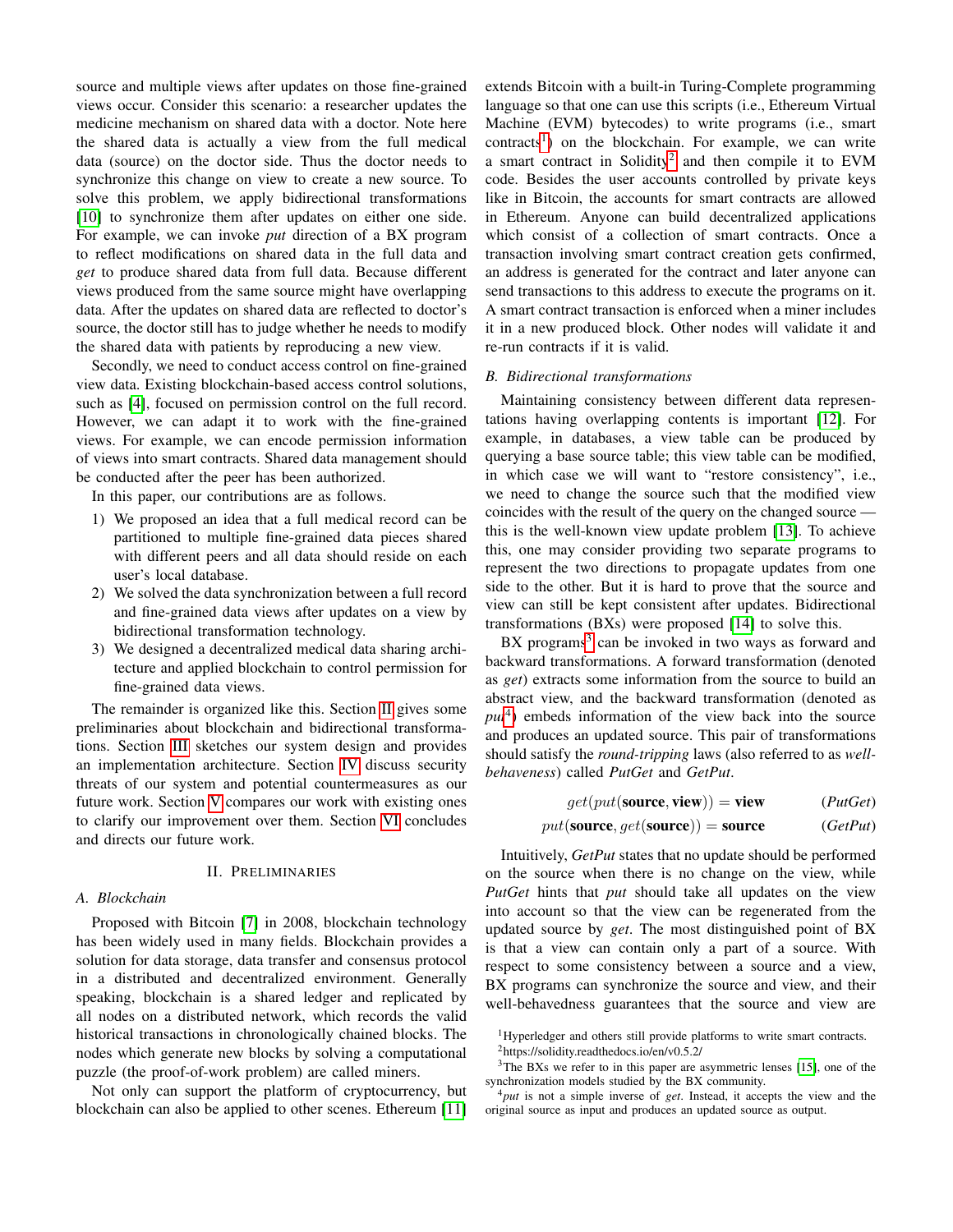source and multiple views after updates on those fine-grained views occur. Consider this scenario: a researcher updates the medicine mechanism on shared data with a doctor. Note here the shared data is actually a view from the full medical data (source) on the doctor side. Thus the doctor needs to synchronize this change on view to create a new source. To solve this problem, we apply bidirectional transformations [10] to synchronize them after updates on either one side. For example, we can invoke *put* direction of a BX program to reflect modifications on shared data in the full data and *get* to produce shared data from full data. Because different views produced from the same source might have overlapping data. After the updates on shared data are reflected to doctor's source, the doctor still has to judge whether he needs to modify the shared data with patients by reproducing a new view.

Secondly, we need to conduct access control on fine-grained view data. Existing blockchain-based access control solutions, such as [4], focused on permission control on the full record. However, we can adapt it to work with the fine-grained views. For example, we can encode permission information of views into smart contracts. Shared data management should be conducted after the peer has been authorized.

In this paper, our contributions are as follows.

1) We proposed an idea that a full medical record can be partitioned to multiple fine-grained data pieces shared with different peers and all data should reside on each user's local database.
2) We solved the data synchronization between a full record and fine-grained data views after updates on a view by bidirectional transformation technology.
3) We designed a decentralized medical data sharing architecture and applied blockchain to control permission for fine-grained data views.

The remainder is organized like this. Section II gives some preliminaries about blockchain and bidirectional transformations. Section III sketches our system design and provides an implementation architecture. Section IV discuss security threats of our system and potential countermeasures as our future work. Section V compares our work with existing ones to clarify our improvement over them. Section VI concludes and directs our future work.

## II. Preliminaries

### A. Blockchain

Proposed with Bitcoin [7] in 2008, blockchain technology has been widely used in many fields. Blockchain provides a solution for data storage, data transfer and consensus protocol in a distributed and decentralized environment. Generally speaking, blockchain is a shared ledger and replicated by all nodes on a distributed network, which records the valid historical transactions in chronologically chained blocks. The nodes which generate new blocks by solving a computational puzzle (the proof-of-work problem) are called miners.

Not only can support the platform of cryptocurrency, but blockchain can also be applied to other scenes. Ethereum [11] extends Bitcoin with a built-in Turing-Complete programming language so that one can use this scripts (i.e., Ethereum Virtual Machine (EVM) bytecodes) to write programs (i.e., smart contracts[1]) on the blockchain. For example, we can write a smart contract in Solidity[2] and then compile it to EVM code. Besides the user accounts controlled by private keys like in Bitcoin, the accounts for smart contracts are allowed in Ethereum. Anyone can build decentralized applications which consist of a collection of smart contracts. Once a transaction involving smart contract creation gets confirmed, an address is generated for the contract and later anyone can send transactions to this address to execute the programs on it. A smart contract transaction is enforced when a miner includes it in a new produced block. Other nodes will validate it and re-run contracts if it is valid.

### B. Bidirectional transformations

Maintaining consistency between different data representations having overlapping contents is important [12]. For example, in databases, a view table can be produced by querying a base source table; this view table can be modified, in which case we will want to "restore consistency", i.e., we need to change the source such that the modified view coincides with the result of the query on the changed source — this is the well-known view update problem [13]. To achieve this, one may consider providing two separate programs to represent the two directions to propagate updates from one side to the other. But it is hard to prove that the source and view can still be kept consistent after updates. Bidirectional transformations (BXs) were proposed [14] to solve this.

BX programs[3] can be invoked in two ways as forward and backward transformations. A forward transformation (denoted as *get*) extracts some information from the source to build an abstract view, and the backward transformation (denoted as *put*[4]) embeds information of the view back into the source and produces an updated source. This pair of transformations should satisfy the *round-tripping* laws (also referred to as *well-behaveness*) called *PutGet* and *GetPut*.

$$get(put(\mathbf{source}, \mathbf{view})) = \mathbf{view} \qquad (PutGet)$$

$$put(\mathbf{source}, get(\mathbf{source})) = \mathbf{source} \qquad (GetPut)$$

Intuitively, *GetPut* states that no update should be performed on the source when there is no change on the view, while *PutGet* hints that *put* should take all updates on the view into account so that the view can be regenerated from the updated source by *get*. The most distinguished point of BX is that a view can contain only a part of a source. With respect to some consistency between a source and a view, BX programs can synchronize the source and view, and their well-behavedness guarantees that the source and view are

[1] Hyperledger and others still provide platforms to write smart contracts.

[2] https://solidity.readthedocs.io/en/v0.5.2/

[3] The BXs we refer to in this paper are asymmetric lenses [15], one of the synchronization models studied by the BX community.

[4] *put* is not a simple inverse of *get*. Instead, it accepts the view and the original source as input and produces an updated source as output.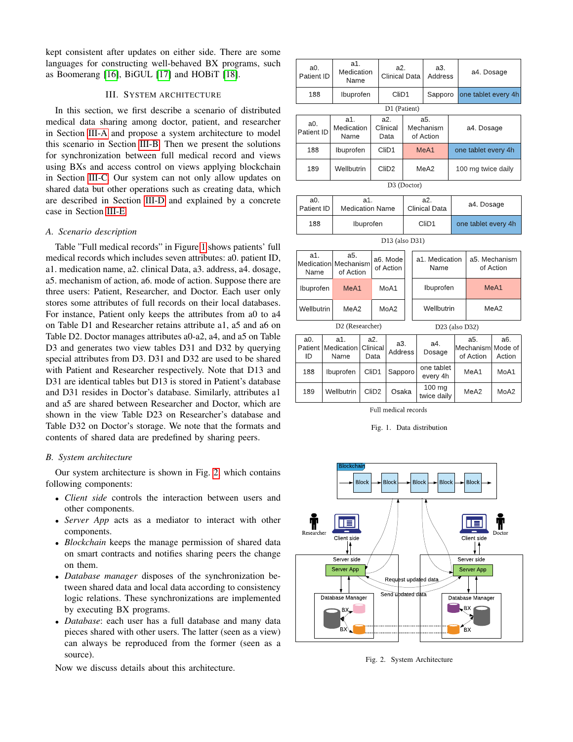kept consistent after updates on either side. There are some languages for constructing well-behaved BX programs, such as Boomerang [16], BiGUL [17] and HOBiT [18].

## III. System Architecture

In this section, we first describe a scenario of distributed medical data sharing among doctor, patient, and researcher in Section III-A and propose a system architecture to model this scenario in Section III-B. Then we present the solutions for synchronization between full medical record and views using BXs and access control on views applying blockchain in Section III-C. Our system can not only allow updates on shared data but other operations such as creating data, which are described in Section III-D and explained by a concrete case in Section III-E.

### A. Scenario description

Table "Full medical records" in Figure 1 shows patients' full medical records which includes seven attributes: a0. patient ID, a1. medication name, a2. clinical Data, a3. address, a4. dosage, a5. mechanism of action, a6. mode of action. Suppose there are three users: Patient, Researcher, and Doctor. Each user only stores some attributes of full records on their local databases. For instance, Patient only keeps the attributes from a0 to a4 on Table D1 and Researcher retains attribute a1, a5 and a6 on Table D2. Doctor manages attributes a0-a2, a4, and a5 on Table D3 and generates two view tables D31 and D32 by querying special attributes from D3. D31 and D32 are used to be shared with Patient and Researcher respectively. Note that D13 and D31 are identical tables but D13 is stored in Patient's database and D31 resides in Doctor's database. Similarly, attributes a1 and a5 are shared between Researcher and Doctor, which are shown in the view Table D23 on Researcher's database and Table D32 on Doctor's storage. We note that the formats and contents of shared data are predefined by sharing peers.

| a0. Patient ID | a1. Medication Name | a2. Clinical Data | a3. Address | a4. Dosage |
|---|---|---|---|---|
| 188 | Ibuprofen | CliD1 | Sapporo | one tablet every 4h |

D1 (Patient)

| a0. Patient ID | a1. Medication Name | a2. Clinical Data | a5. Mechanism of Action | a4. Dosage |
|---|---|---|---|---|
| 188 | Ibuprofen | CliD1 | MeA1 | one tablet every 4h |
| 189 | Wellbutrin | CliD2 | MeA2 | 100 mg twice daily |

D3 (Doctor)

| a0. Patient ID | a1. Medication Name | a2. Clinical Data | a4. Dosage |
|---|---|---|---|
| 188 | Ibuprofen | CliD1 | one tablet every 4h |

D13 (also D31)

| a1. Medication Name | a5. Mechanism of Action | a6. Mode of Action |
|---|---|---|
| Ibuprofen | MeA1 | MoA1 |
| Wellbutrin | MeA2 | MoA2 |

D2 (Researcher)

| a1. Medication Name | a5. Mechanism of Action |
|---|---|
| Ibuprofen | MeA1 |
| Wellbutrin | MeA2 |

D23 (also D32)

| a0. Patient ID | a1. Medication Name | a2. Clinical Data | a3. Address | a4. Dosage | a5. Mechanism of Action | a6. Mode of Action |
|---|---|---|---|---|---|---|
| 188 | Ibuprofen | CliD1 | Sapporo | one tablet every 4h | MeA1 | MoA1 |
| 189 | Wellbutrin | CliD2 | Osaka | 100 mg twice daily | MeA2 | MoA2 |

Full medical records

Fig. 1. Data distribution

### B. System architecture

Our system architecture is shown in Fig. 2 which contains following components:

- *Client side* controls the interaction between users and other components.
- *Server App* acts as a mediator to interact with other components.
- *Blockchain* keeps the manage permission of shared data on smart contracts and notifies sharing peers the change on them.
- *Database manager* disposes of the synchronization between shared data and local data according to consistency logic relations. These synchronizations are implemented by executing BX programs.
- *Database*: each user has a full database and many data pieces shared with other users. The latter (seen as a view) can always be reproduced from the former (seen as a source).

Now we discuss details about this architecture.

Fig. 2. System Architecture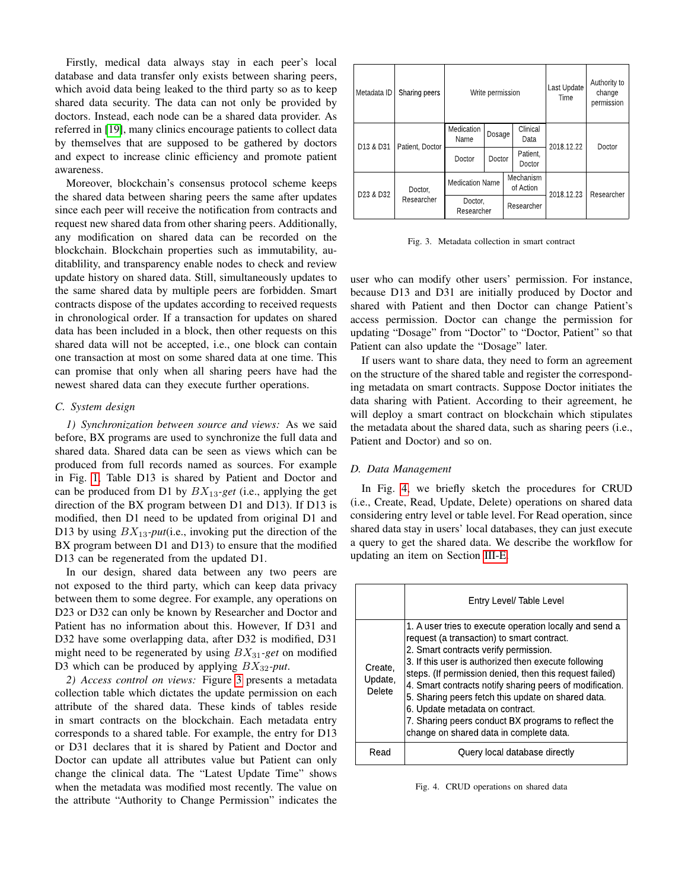Firstly, medical data always stay in each peer's local database and data transfer only exists between sharing peers, which avoid data being leaked to the third party so as to keep shared data security. The data can not only be provided by doctors. Instead, each node can be a shared data provider. As referred in [19], many clinics encourage patients to collect data by themselves that are supposed to be gathered by doctors and expect to increase clinic efficiency and promote patient awareness.

Moreover, blockchain's consensus protocol scheme keeps the shared data between sharing peers the same after updates since each peer will receive the notification from contracts and request new shared data from other sharing peers. Additionally, any modification on shared data can be recorded on the blockchain. Blockchain properties such as immutability, auditablility, and transparency enable nodes to check and review update history on shared data. Still, simultaneously updates to the same shared data by multiple peers are forbidden. Smart contracts dispose of the updates according to received requests in chronological order. If a transaction for updates on shared data has been included in a block, then other requests on this shared data will not be accepted, i.e., one block can contain one transaction at most on some shared data at one time. This can promise that only when all sharing peers have had the newest shared data can they execute further operations.

### C. System design

*1) Synchronization between source and views:* As we said before, BX programs are used to synchronize the full data and shared data. Shared data can be seen as views which can be produced from full records named as sources. For example in Fig. 1, Table D13 is shared by Patient and Doctor and can be produced from D1 by $BX_{13}$-*get* (i.e., applying the get direction of the BX program between D1 and D13). If D13 is modified, then D1 need to be updated from original D1 and D13 by using $BX_{13}$-*put*(i.e., invoking put the direction of the BX program between D1 and D13) to ensure that the modified D13 can be regenerated from the updated D1.

In our design, shared data between any two peers are not exposed to the third party, which can keep data privacy between them to some degree. For example, any operations on D23 or D32 can only be known by Researcher and Doctor and Patient has no information about this. However, If D31 and D32 have some overlapping data, after D32 is modified, D31 might need to be regenerated by using $BX_{31}$-*get* on modified D3 which can be produced by applying $BX_{32}$-*put*.

*2) Access control on views:* Figure 3 presents a metadata collection table which dictates the update permission on each attribute of the shared data. These kinds of tables reside in smart contracts on the blockchain. Each metadata entry corresponds to a shared table. For example, the entry for D13 or D31 declares that it is shared by Patient and Doctor and Doctor can update all attributes value but Patient can only change the clinical data. The "Latest Update Time" shows when the metadata was modified most recently. The value on the attribute "Authority to Change Permission" indicates the user who can modify other users' permission. For instance, because D13 and D31 are initially produced by Doctor and shared with Patient and then Doctor can change Patient's access permission. Doctor can change the permission for updating "Dosage" from "Doctor" to "Doctor, Patient" so that Patient can also update the "Dosage" later.

| Metadata ID | Sharing peers | Write permission | | | Last Update Time | Authority to change permission |
|---|---|---|---|---|---|---|
| D13 & D31 | Patient, Doctor | Medication Name | Dosage | Clinical Data | 2018.12.22 | Doctor |
| | | Doctor | Doctor | Patient, Doctor | | |
| D23 & D32 | Doctor, Researcher | Medication Name | Mechanism of Action | | 2018.12.23 | Researcher |
| | | Doctor, Researcher | Researcher | | | |

Fig. 3. Metadata collection in smart contract

If users want to share data, they need to form an agreement on the structure of the shared table and register the corresponding metadata on smart contracts. Suppose Doctor initiates the data sharing with Patient. According to their agreement, he will deploy a smart contract on blockchain which stipulates the metadata about the shared data, such as sharing peers (i.e., Patient and Doctor) and so on.

### D. Data Management

In Fig. 4, we briefly sketch the procedures for CRUD (i.e., Create, Read, Update, Delete) operations on shared data considering entry level or table level. For Read operation, since shared data stay in users' local databases, they can just execute a query to get the shared data. We describe the workflow for updating an item on Section III-E.

| | Entry Level/ Table Level |
|---|---|
| Create, Update, Delete | 1. A user tries to execute operation locally and send a request (a transaction) to smart contract.<br>2. Smart contracts verify permission.<br>3. If this user is authorized then execute following steps. (If permission denied, then this request failed)<br>4. Smart contracts notify sharing peers of modification.<br>5. Sharing peers fetch this update on shared data.<br>6. Update metadata on contract.<br>7. Sharing peers conduct BX programs to reflect the change on shared data in complete data. |
| Read | Query local database directly |

Fig. 4. CRUD operations on shared data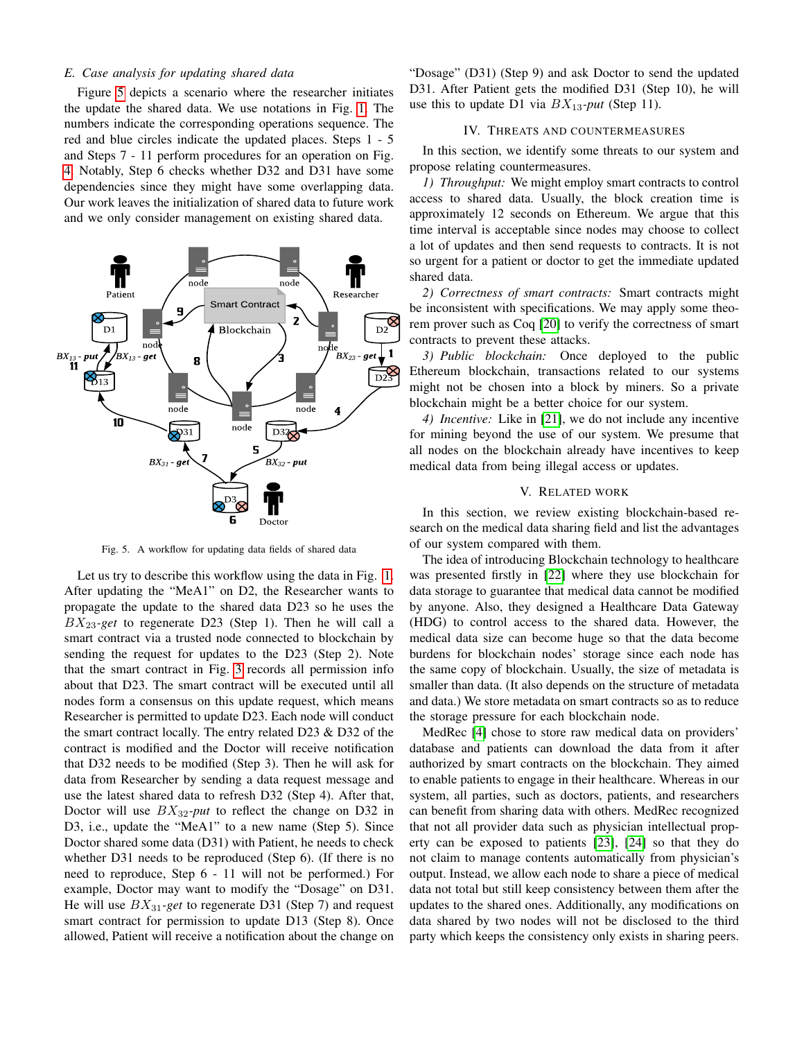### E. Case analysis for updating shared data

Figure 5 depicts a scenario where the researcher initiates the update the shared data. We use notations in Fig. 1. The numbers indicate the corresponding operations sequence. The red and blue circles indicate the updated places. Steps 1 - 5 and Steps 7 - 11 perform procedures for an operation on Fig. 4. Notably, Step 6 checks whether D32 and D31 have some dependencies since they might have some overlapping data. Our work leaves the initialization of shared data to future work and we only consider management on existing shared data.

Fig. 5. A workflow for updating data fields of shared data

Let us try to describe this workflow using the data in Fig. 1. After updating the "MeA1" on D2, the Researcher wants to propagate the update to the shared data D23 so he uses the $BX_{23}$-*get* to regenerate D23 (Step 1). Then he will call a smart contract via a trusted node connected to blockchain by sending the request for updates to the D23 (Step 2). Note that the smart contract in Fig. 3 records all permission info about that D23. The smart contract will be executed until all nodes form a consensus on this update request, which means Researcher is permitted to update D23. Each node will conduct the smart contract locally. The entry related D23 & D32 of the contract is modified and the Doctor will receive notification that D32 needs to be modified (Step 3). Then he will ask for data from Researcher by sending a data request message and use the latest shared data to refresh D32 (Step 4). After that, Doctor will use $BX_{32}$-*put* to reflect the change on D32 in D3, i.e., update the "MeA1" to a new name (Step 5). Since Doctor shared some data (D31) with Patient, he needs to check whether D31 needs to be reproduced (Step 6). (If there is no need to reproduce, Step 6 - 11 will not be performed.) For example, Doctor may want to modify the "Dosage" on D31. He will use $BX_{31}$-*get* to regenerate D31 (Step 7) and request smart contract for permission to update D13 (Step 8). Once allowed, Patient will receive a notification about the change on "Dosage" (D31) (Step 9) and ask Doctor to send the updated D31. After Patient gets the modified D31 (Step 10), he will use this to update D1 via $BX_{13}$-*put* (Step 11).

## IV. Threats and Countermeasures

In this section, we identify some threats to our system and propose relating countermeasures.

*1) Throughput:* We might employ smart contracts to control access to shared data. Usually, the block creation time is approximately 12 seconds on Ethereum. We argue that this time interval is acceptable since nodes may choose to collect a lot of updates and then send requests to contracts. It is not so urgent for a patient or doctor to get the immediate updated shared data.

*2) Correctness of smart contracts:* Smart contracts might be inconsistent with specifications. We may apply some theorem prover such as Coq [20] to verify the correctness of smart contracts to prevent these attacks.

*3) Public blockchain:* Once deployed to the public Ethereum blockchain, transactions related to our systems might not be chosen into a block by miners. So a private blockchain might be a better choice for our system.

*4) Incentive:* Like in [21], we do not include any incentive for mining beyond the use of our system. We presume that all nodes on the blockchain already have incentives to keep medical data from being illegal access or updates.

## V. Related Work

In this section, we review existing blockchain-based research on the medical data sharing field and list the advantages of our system compared with them.

The idea of introducing Blockchain technology to healthcare was presented firstly in [22] where they use blockchain for data storage to guarantee that medical data cannot be modified by anyone. Also, they designed a Healthcare Data Gateway (HDG) to control access to the shared data. However, the medical data size can become huge so that the data become burdens for blockchain nodes' storage since each node has the same copy of blockchain. Usually, the size of metadata is smaller than data. (It also depends on the structure of metadata and data.) We store metadata on smart contracts so as to reduce the storage pressure for each blockchain node.

MedRec [4] chose to store raw medical data on providers' database and patients can download the data from it after authorized by smart contracts on the blockchain. They aimed to enable patients to engage in their healthcare. Whereas in our system, all parties, such as doctors, patients, and researchers can benefit from sharing data with others. MedRec recognized that not all provider data such as physician intellectual property can be exposed to patients [23], [24] so that they do not claim to manage contents automatically from physician's output. Instead, we allow each node to share a piece of medical data not total but still keep consistency between them after the updates to the shared ones. Additionally, any modifications on data shared by two nodes will not be disclosed to the third party which keeps the consistency only exists in sharing peers.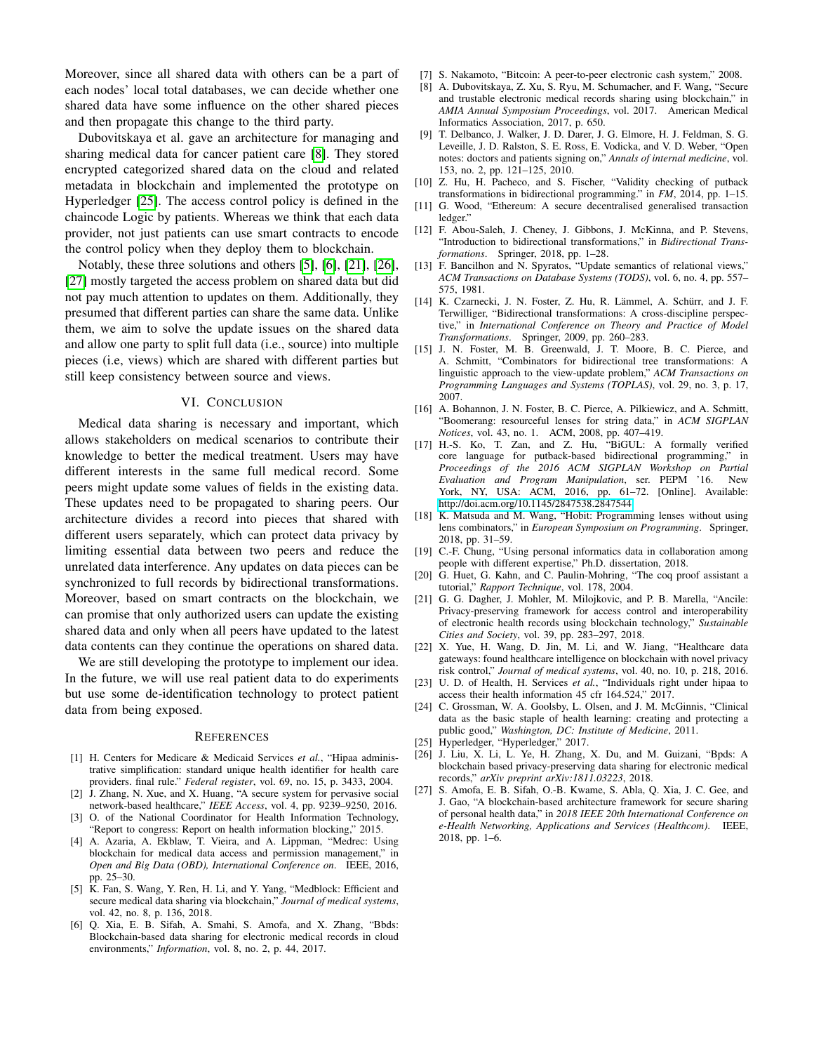Moreover, since all shared data with others can be a part of each nodes' local total databases, we can decide whether one shared data have some influence on the other shared pieces and then propagate this change to the third party.

Dubovitskaya et al. gave an architecture for managing and sharing medical data for cancer patient care [8]. They stored encrypted categorized shared data on the cloud and related metadata in blockchain and implemented the prototype on Hyperledger [25]. The access control policy is defined in the chaincode Logic by patients. Whereas we think that each data provider, not just patients can use smart contracts to encode the control policy when they deploy them to blockchain.

Notably, these three solutions and others [5], [6], [21], [26], [27] mostly targeted the access problem on shared data but did not pay much attention to updates on them. Additionally, they presumed that different parties can share the same data. Unlike them, we aim to solve the update issues on the shared data and allow one party to split full data (i.e., source) into multiple pieces (i.e, views) which are shared with different parties but still keep consistency between source and views.

## VI. Conclusion

Medical data sharing is necessary and important, which allows stakeholders on medical scenarios to contribute their knowledge to better the medical treatment. Users may have different interests in the same full medical record. Some peers might update some values of fields in the existing data. These updates need to be propagated to sharing peers. Our architecture divides a record into pieces that shared with different users separately, which can protect data privacy by limiting essential data between two peers and reduce the unrelated data interference. Any updates on data pieces can be synchronized to full records by bidirectional transformations. Moreover, based on smart contracts on the blockchain, we can promise that only authorized users can update the existing shared data and only when all peers have updated to the latest data contents can they continue the operations on shared data.

We are still developing the prototype to implement our idea. In the future, we will use real patient data to do experiments but use some de-identification technology to protect patient data from being exposed.

## References

[1] H. Centers for Medicare & Medicaid Services *et al.*, "Hipaa administrative simplification: standard unique health identifier for health care providers. final rule." *Federal register*, vol. 69, no. 15, p. 3433, 2004.

[2] J. Zhang, N. Xue, and X. Huang, "A secure system for pervasive social network-based healthcare," *IEEE Access*, vol. 4, pp. 9239–9250, 2016.

[3] O. of the National Coordinator for Health Information Technology, "Report to congress: Report on health information blocking," 2015.

[4] A. Azaria, A. Ekblaw, T. Vieira, and A. Lippman, "Medrec: Using blockchain for medical data access and permission management," in *Open and Big Data (OBD), International Conference on*. IEEE, 2016, pp. 25–30.

[5] K. Fan, S. Wang, Y. Ren, H. Li, and Y. Yang, "Medblock: Efficient and secure medical data sharing via blockchain," *Journal of medical systems*, vol. 42, no. 8, p. 136, 2018.

[6] Q. Xia, E. B. Sifah, A. Smahi, S. Amofa, and X. Zhang, "Bbds: Blockchain-based data sharing for electronic medical records in cloud environments," *Information*, vol. 8, no. 2, p. 44, 2017.

[7] S. Nakamoto, "Bitcoin: A peer-to-peer electronic cash system," 2008.

[8] A. Dubovitskaya, Z. Xu, S. Ryu, M. Schumacher, and F. Wang, "Secure and trustable electronic medical records sharing using blockchain," in *AMIA Annual Symposium Proceedings*, vol. 2017. American Medical Informatics Association, 2017, p. 650.

[9] T. Delbanco, J. Walker, J. D. Darer, J. G. Elmore, H. J. Feldman, S. G. Leveille, J. D. Ralston, S. E. Ross, E. Vodicka, and V. D. Weber, "Open notes: doctors and patients signing on," *Annals of internal medicine*, vol. 153, no. 2, pp. 121–125, 2010.

[10] Z. Hu, H. Pacheco, and S. Fischer, "Validity checking of putback transformations in bidirectional programming." in *FM*, 2014, pp. 1–15.

[11] G. Wood, "Ethereum: A secure decentralised generalised transaction ledger."

[12] F. Abou-Saleh, J. Cheney, J. Gibbons, J. McKinna, and P. Stevens, "Introduction to bidirectional transformations," in *Bidirectional Transformations*. Springer, 2018, pp. 1–28.

[13] F. Bancilhon and N. Spyratos, "Update semantics of relational views," *ACM Transactions on Database Systems (TODS)*, vol. 6, no. 4, pp. 557–575, 1981.

[14] K. Czarnecki, J. N. Foster, Z. Hu, R. Lämmel, A. Schürr, and J. F. Terwilliger, "Bidirectional transformations: A cross-discipline perspective," in *International Conference on Theory and Practice of Model Transformations*. Springer, 2009, pp. 260–283.

[15] J. N. Foster, M. B. Greenwald, J. T. Moore, B. C. Pierce, and A. Schmitt, "Combinators for bidirectional tree transformations: A linguistic approach to the view-update problem," *ACM Transactions on Programming Languages and Systems (TOPLAS)*, vol. 29, no. 3, p. 17, 2007.

[16] A. Bohannon, J. N. Foster, B. C. Pierce, A. Pilkiewicz, and A. Schmitt, "Boomerang: resourceful lenses for string data," in *ACM SIGPLAN Notices*, vol. 43, no. 1. ACM, 2008, pp. 407–419.

[17] H.-S. Ko, T. Zan, and Z. Hu, "BiGUL: A formally verified core language for putback-based bidirectional programming," in *Proceedings of the 2016 ACM SIGPLAN Workshop on Partial Evaluation and Program Manipulation*, ser. PEPM '16. New York, NY, USA: ACM, 2016, pp. 61–72. [Online]. Available: http://doi.acm.org/10.1145/2847538.2847544

[18] K. Matsuda and M. Wang, "Hobit: Programming lenses without using lens combinators," in *European Symposium on Programming*. Springer, 2018, pp. 31–59.

[19] C.-F. Chung, "Using personal informatics data in collaboration among people with different expertise," Ph.D. dissertation, 2018.

[20] G. Huet, G. Kahn, and C. Paulin-Mohring, "The coq proof assistant a tutorial," *Rapport Technique*, vol. 178, 2004.

[21] G. G. Dagher, J. Mohler, M. Milojkovic, and P. B. Marella, "Ancile: Privacy-preserving framework for access control and interoperability of electronic health records using blockchain technology," *Sustainable Cities and Society*, vol. 39, pp. 283–297, 2018.

[22] X. Yue, H. Wang, D. Jin, M. Li, and W. Jiang, "Healthcare data gateways: found healthcare intelligence on blockchain with novel privacy risk control," *Journal of medical systems*, vol. 40, no. 10, p. 218, 2016.

[23] U. D. of Health, H. Services *et al.*, "Individuals right under hipaa to access their health information 45 cfr 164.524," 2017.

[24] C. Grossman, W. A. Goolsby, L. Olsen, and J. M. McGinnis, "Clinical data as the basic staple of health learning: creating and protecting a public good," *Washington, DC: Institute of Medicine*, 2011.

[25] Hyperledger, "Hyperledger," 2017.

[26] J. Liu, X. Li, L. Ye, H. Zhang, X. Du, and M. Guizani, "Bpds: A blockchain based privacy-preserving data sharing for electronic medical records," *arXiv preprint arXiv:1811.03223*, 2018.

[27] S. Amofa, E. B. Sifah, O.-B. Kwame, S. Abla, Q. Xia, J. C. Gee, and J. Gao, "A blockchain-based architecture framework for secure sharing of personal health data," in *2018 IEEE 20th International Conference on e-Health Networking, Applications and Services (Healthcom)*. IEEE, 2018, pp. 1–6.